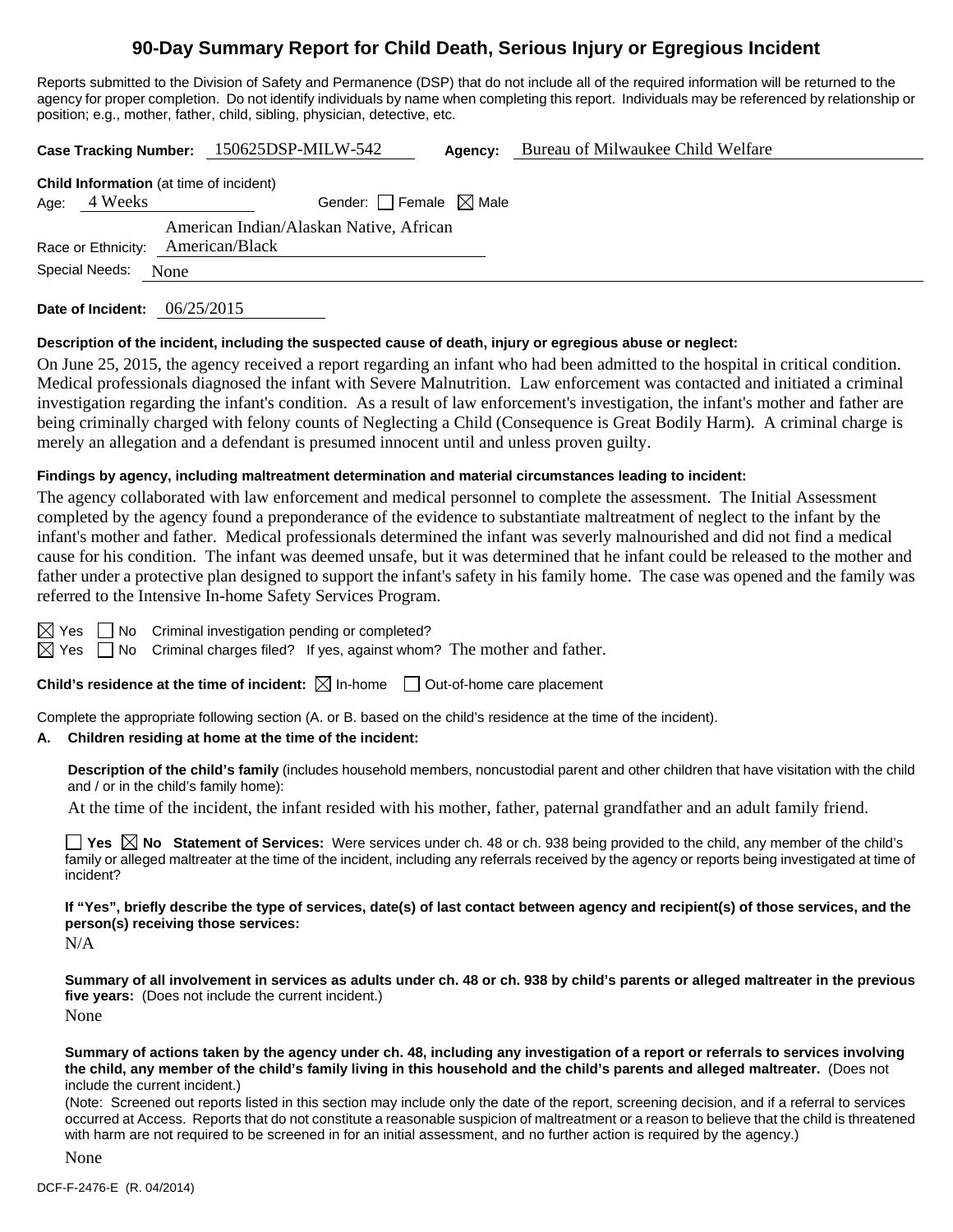# 90-Day Summary Report for Child Death, Serious Injury or Egregious Incident

Reports submitted to the Division of Safety and Permanence (DSP) that do not include all of the required information will be returned to the agency for proper completion. Do not identify individuals by name when completing this report. Individuals may be referenced by relationship or position; e.g., mother, father, child, sibling, physician, detective, etc.

**Case Tracking Number:** 150625DSP-MILW-542 **Agency:** Bureau of Milwaukee Child Welfare

**Child Information** (at time of incident)

Age: 4 Weeks Gender: ☐ Female ☒ Male

Race or Ethnicity: American Indian/Alaskan Native, African American/Black

Special Needs: None

**Date of Incident:** 06/25/2015

**Description of the incident, including the suspected cause of death, injury or egregious abuse or neglect:**

On June 25, 2015, the agency received a report regarding an infant who had been admitted to the hospital in critical condition. Medical professionals diagnosed the infant with Severe Malnutrition. Law enforcement was contacted and initiated a criminal investigation regarding the infant's condition. As a result of law enforcement's investigation, the infant's mother and father are being criminally charged with felony counts of Neglecting a Child (Consequence is Great Bodily Harm). A criminal charge is merely an allegation and a defendant is presumed innocent until and unless proven guilty.

**Findings by agency, including maltreatment determination and material circumstances leading to incident:**

The agency collaborated with law enforcement and medical personnel to complete the assessment. The Initial Assessment completed by the agency found a preponderance of the evidence to substantiate maltreatment of neglect to the infant by the infant's mother and father. Medical professionals determined the infant was severly malnourished and did not find a medical cause for his condition. The infant was deemed unsafe, but it was determined that he infant could be released to the mother and father under a protective plan designed to support the infant's safety in his family home. The case was opened and the family was referred to the Intensive In-home Safety Services Program.

☒ Yes ☐ No Criminal investigation pending or completed?

☒ Yes ☐ No Criminal charges filed? If yes, against whom? The mother and father.

**Child's residence at the time of incident:** ☒ In-home ☐ Out-of-home care placement

Complete the appropriate following section (A. or B. based on the child's residence at the time of the incident).

**A. Children residing at home at the time of the incident:**

**Description of the child's family** (includes household members, noncustodial parent and other children that have visitation with the child and / or in the child's family home):

At the time of the incident, the infant resided with his mother, father, paternal grandfather and an adult family friend.

☐ **Yes** ☒ **No Statement of Services:** Were services under ch. 48 or ch. 938 being provided to the child, any member of the child's family or alleged maltreater at the time of the incident, including any referrals received by the agency or reports being investigated at time of incident?

**If "Yes", briefly describe the type of services, date(s) of last contact between agency and recipient(s) of those services, and the person(s) receiving those services:**

N/A

**Summary of all involvement in services as adults under ch. 48 or ch. 938 by child's parents or alleged maltreater in the previous five years:** (Does not include the current incident.)

None

**Summary of actions taken by the agency under ch. 48, including any investigation of a report or referrals to services involving the child, any member of the child's family living in this household and the child's parents and alleged maltreater.** (Does not include the current incident.)

(Note: Screened out reports listed in this section may include only the date of the report, screening decision, and if a referral to services occurred at Access. Reports that do not constitute a reasonable suspicion of maltreatment or a reason to believe that the child is threatened with harm are not required to be screened in for an initial assessment, and no further action is required by the agency.)

None

DCF-F-2476-E (R. 04/2014)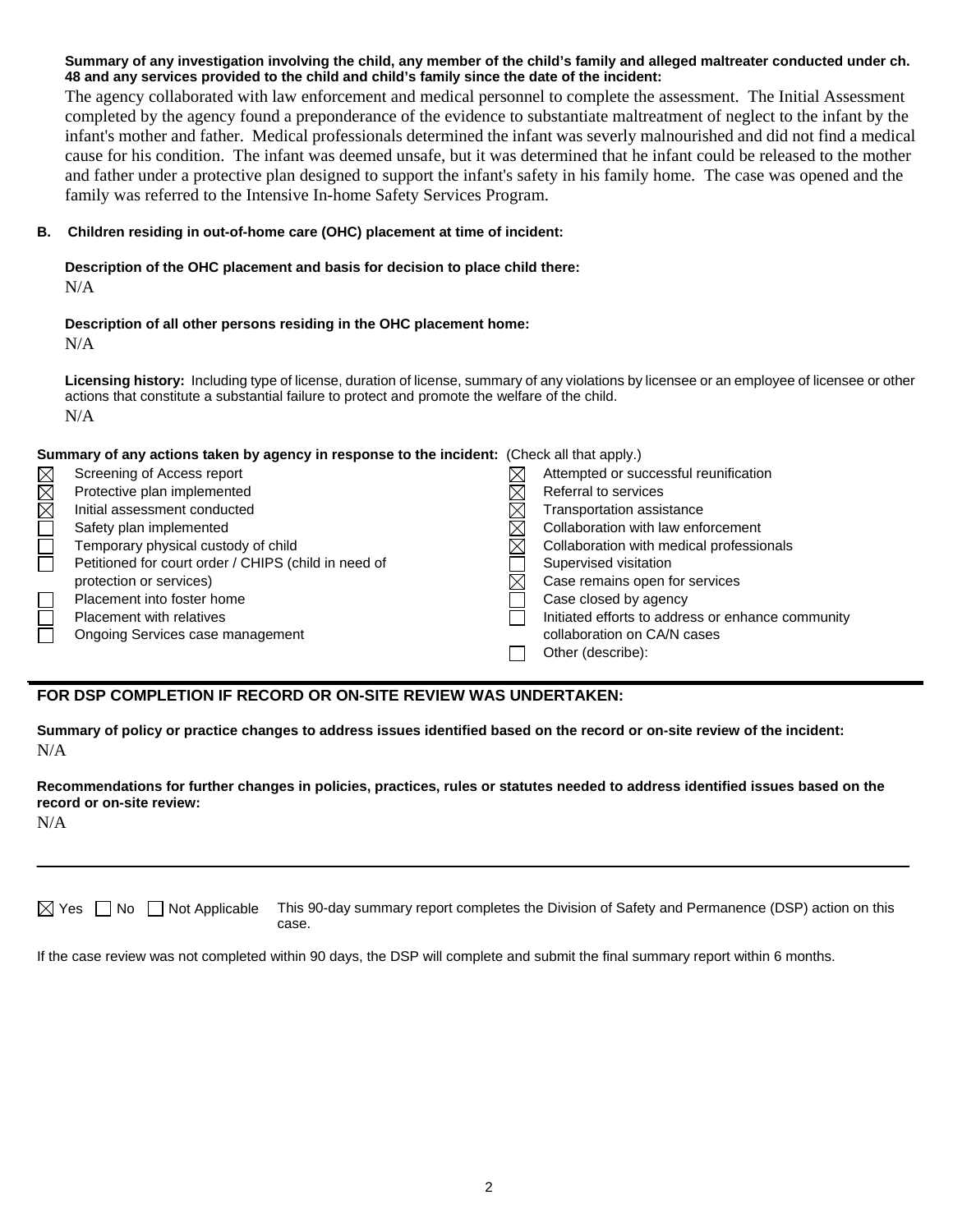**Summary of any investigation involving the child, any member of the child's family and alleged maltreater conducted under ch. 48 and any services provided to the child and child's family since the date of the incident:**

The agency collaborated with law enforcement and medical personnel to complete the assessment. The Initial Assessment completed by the agency found a preponderance of the evidence to substantiate maltreatment of neglect to the infant by the infant's mother and father. Medical professionals determined the infant was severly malnourished and did not find a medical cause for his condition. The infant was deemed unsafe, but it was determined that he infant could be released to the mother and father under a protective plan designed to support the infant's safety in his family home. The case was opened and the family was referred to the Intensive In-home Safety Services Program.

**B. Children residing in out-of-home care (OHC) placement at time of incident:**

**Description of the OHC placement and basis for decision to place child there:**
N/A

**Description of all other persons residing in the OHC placement home:**
N/A

**Licensing history:** Including type of license, duration of license, summary of any violations by licensee or an employee of licensee or other actions that constitute a substantial failure to protect and promote the welfare of the child.
N/A

**Summary of any actions taken by agency in response to the incident:** (Check all that apply.)

- ☒ Screening of Access report
- ☒ Protective plan implemented
- ☒ Initial assessment conducted
- ☐ Safety plan implemented
- ☐ Temporary physical custody of child
- ☐ Petitioned for court order / CHIPS (child in need of protection or services)
- ☐ Placement into foster home
- ☐ Placement with relatives
- ☐ Ongoing Services case management
- ☒ Attempted or successful reunification
- ☒ Referral to services
- ☒ Transportation assistance
- ☒ Collaboration with law enforcement
- ☒ Collaboration with medical professionals
- ☐ Supervised visitation
- ☒ Case remains open for services
- ☐ Case closed by agency
- ☐ Initiated efforts to address or enhance community collaboration on CA/N cases
- ☐ Other (describe):

## FOR DSP COMPLETION IF RECORD OR ON-SITE REVIEW WAS UNDERTAKEN:

**Summary of policy or practice changes to address issues identified based on the record or on-site review of the incident:**
N/A

**Recommendations for further changes in policies, practices, rules or statutes needed to address identified issues based on the record or on-site review:**
N/A

☒ Yes ☐ No ☐ Not Applicable This 90-day summary report completes the Division of Safety and Permanence (DSP) action on this case.

If the case review was not completed within 90 days, the DSP will complete and submit the final summary report within 6 months.